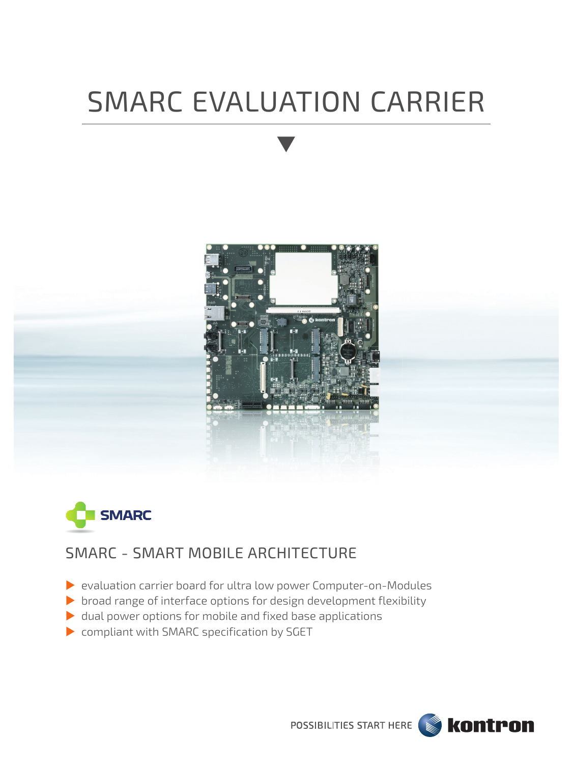# SMARC EVALUATION CARRIER

SMARC

## SMARC - SMART MOBILE ARCHITECTURE

- evaluation carrier board for ultra low power Computer-on-Modules
- broad range of interface options for design development flexibility
- dual power options for mobile and fixed base applications
- compliant with SMARC specification by SGET

POSSIBILITIES START HERE kontron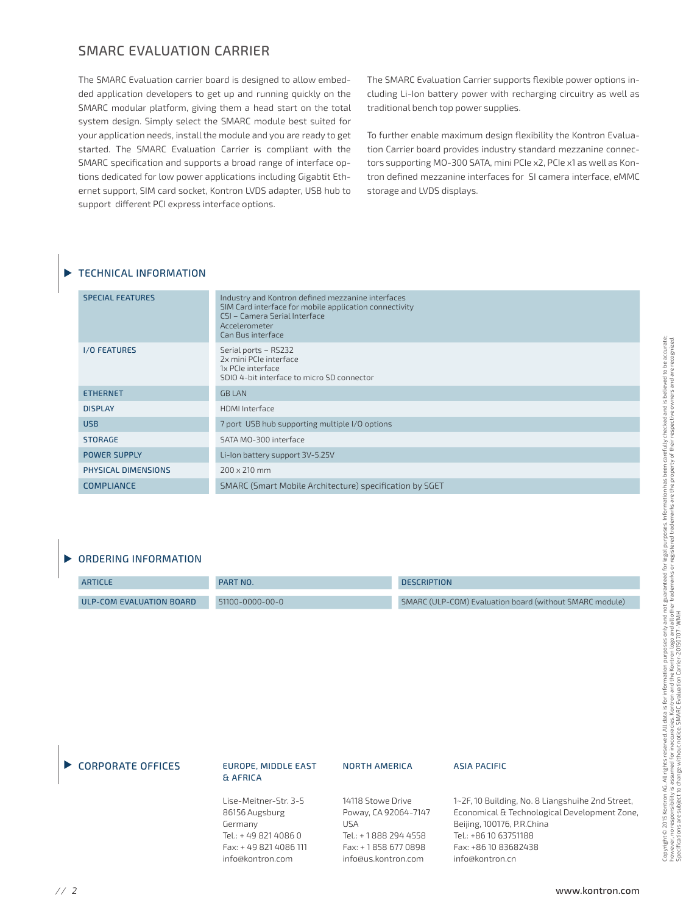# SMARC EVALUATION CARRIER

The SMARC Evaluation carrier board is designed to allow embedded application developers to get up and running quickly on the SMARC modular platform, giving them a head start on the total system design. Simply select the SMARC module best suited for your application needs, install the module and you are ready to get started. The SMARC Evaluation Carrier is compliant with the SMARC specification and supports a broad range of interface options dedicated for low power applications including Gigabtit Ethernet support, SIM card socket, Kontron LVDS adapter, USB hub to support different PCI express interface options.

The SMARC Evaluation Carrier supports flexible power options including Li-Ion battery power with recharging circuitry as well as traditional bench top power supplies.

To further enable maximum design flexibility the Kontron Evaluation Carrier board provides industry standard mezzanine connectors supporting MO-300 SATA, mini PCIe x2, PCIe x1 as well as Kontron defined mezzanine interfaces for SI camera interface, eMMC storage and LVDS displays.

## TECHNICAL INFORMATION

| | |
|---|---|
| SPECIAL FEATURES | Industry and Kontron defined mezzanine interfaces<br>SIM Card interface for mobile application connectivity<br>CSI – Camera Serial Interface<br>Accelerometer<br>Can Bus interface |
| I/O FEATURES | Serial ports – RS232<br>2x mini PCIe interface<br>1x PCIe interface<br>SDIO 4-bit interface to micro SD connector |
| ETHERNET | GB LAN |
| DISPLAY | HDMI Interface |
| USB | 7 port USB hub supporting multiple I/O options |
| STORAGE | SATA MO-300 interface |
| POWER SUPPLY | Li-Ion battery support 3V-5.25V |
| PHYSICAL DIMENSIONS | 200 x 210 mm |
| COMPLIANCE | SMARC (Smart Mobile Architecture) specification by SGET |

## ORDERING INFORMATION

| ARTICLE | PART NO. | DESCRIPTION |
|---|---|---|
| ULP-COM EVALUATION BOARD | 51100-0000-00-0 | SMARC (ULP-COM) Evaluation board (without SMARC module) |

## CORPORATE OFFICES

**EUROPE, MIDDLE EAST & AFRICA**

Lise-Meitner-Str. 3-5
86156 Augsburg
Germany
Tel.: + 49 821 4086 0
Fax: + 49 821 4086 111
info@kontron.com

**NORTH AMERICA**

14118 Stowe Drive
Poway, CA 92064-7147
USA
Tel.: + 1 888 294 4558
Fax: + 1 858 677 0898
info@us.kontron.com

**ASIA PACIFIC**

1~2F, 10 Building, No. 8 Liangshuihe 2nd Street,
Economical & Technological Development Zone,
Beijing, 100176, P.R.China
Tel.: +86 10 63751188
Fax: +86 10 83682438
info@kontron.cn

Copyright © 2015 Kontron AG. All rights reserved. All data is for information purposes only and not guaranteed for legal purposes. Information has been carefully checked and is believed to be accurate; however, no responsibility is assumed for inaccuracies. Kontron and the Kontron logo and all other trademarks or registered trademarks are the property of their respective owners and are recognized. Specifications are subject to change without notice. SMARC Evaluation Carrier-20150707-WMH

www.kontron.com